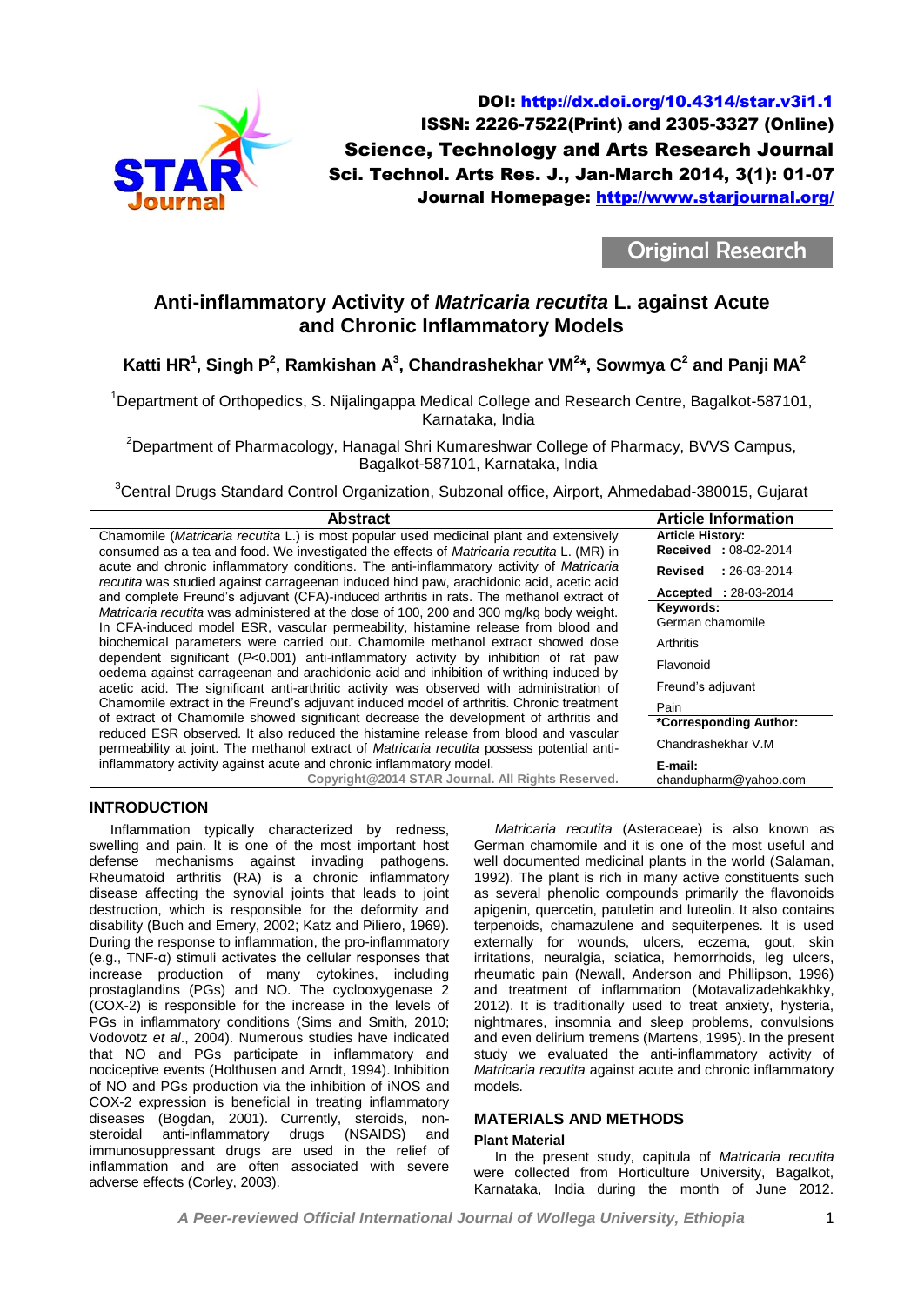DOI: http://dx.doi.org/10.4314/star.v3i1.1
ISSN: 2226-7522(Print) and 2305-3327 (Online)
Science, Technology and Arts Research Journal
Sci. Technol. Arts Res. J., Jan-March 2014, 3(1): 01-07
Journal Homepage: http://www.starjournal.org/

Original Research

# Anti-inflammatory Activity of *Matricaria recutita* L. against Acute and Chronic Inflammatory Models

**Katti HR[1], Singh P[2], Ramkishan A[3], Chandrashekhar VM[2]*, Sowmya C[2] and Panji MA[2]**

[1]Department of Orthopedics, S. Nijalingappa Medical College and Research Centre, Bagalkot-587101, Karnataka, India

[2]Department of Pharmacology, Hanagal Shri Kumareshwar College of Pharmacy, BVVS Campus, Bagalkot-587101, Karnataka, India

[3]Central Drugs Standard Control Organization, Subzonal office, Airport, Ahmedabad-380015, Gujarat

## Abstract

Chamomile (*Matricaria recutita* L.) is most popular used medicinal plant and extensively consumed as a tea and food. We investigated the effects of *Matricaria recutita* L. (MR) in acute and chronic inflammatory conditions. The anti-inflammatory activity of *Matricaria recutita* was studied against carrageenan induced hind paw, arachidonic acid, acetic acid and complete Freund's adjuvant (CFA)-induced arthritis in rats. The methanol extract of *Matricaria recutita* was administered at the dose of 100, 200 and 300 mg/kg body weight. In CFA-induced model ESR, vascular permeability, histamine release from blood and biochemical parameters were carried out. Chamomile methanol extract showed dose dependent significant ($P<0.001$) anti-inflammatory activity by inhibition of rat paw oedema against carrageenan and arachidonic acid and inhibition of writhing induced by acetic acid. The significant anti-arthritic activity was observed with administration of Chamomile extract in the Freund's adjuvant induced model of arthritis. Chronic treatment of extract of Chamomile showed significant decrease the development of arthritis and reduced ESR observed. It also reduced the histamine release from blood and vascular permeability at joint. The methanol extract of *Matricaria recutita* possess potential anti-inflammatory activity against acute and chronic inflammatory model.

Copyright@2014 STAR Journal. All Rights Reserved.

## Article Information

**Article History:**
**Received** : 08-02-2014
**Revised** : 26-03-2014
**Accepted** : 28-03-2014

**Keywords:**
German chamomile
Arthritis
Flavonoid
Freund's adjuvant
Pain

**\*Corresponding Author:**
Chandrashekhar V.M

**E-mail:**
chandupharm@yahoo.com

## INTRODUCTION

Inflammation typically characterized by redness, swelling and pain. It is one of the most important host defense mechanisms against invading pathogens. Rheumatoid arthritis (RA) is a chronic inflammatory disease affecting the synovial joints that leads to joint destruction, which is responsible for the deformity and disability (Buch and Emery, 2002; Katz and Piliero, 1969). During the response to inflammation, the pro-inflammatory (e.g., TNF-α) stimuli activates the cellular responses that increase production of many cytokines, including prostaglandins (PGs) and NO. The cyclooxygenase 2 (COX-2) is responsible for the increase in the levels of PGs in inflammatory conditions (Sims and Smith, 2010; Vodovotz *et al*., 2004). Numerous studies have indicated that NO and PGs participate in inflammatory and nociceptive events (Holthusen and Arndt, 1994). Inhibition of NO and PGs production via the inhibition of iNOS and COX-2 expression is beneficial in treating inflammatory diseases (Bogdan, 2001). Currently, steroids, non-steroidal anti-inflammatory drugs (NSAIDS) and immunosuppressant drugs are used in the relief of inflammation and are often associated with severe adverse effects (Corley, 2003).

*Matricaria recutita* (Asteraceae) is also known as German chamomile and it is one of the most useful and well documented medicinal plants in the world (Salaman, 1992). The plant is rich in many active constituents such as several phenolic compounds primarily the flavonoids apigenin, quercetin, patuletin and luteolin. It also contains terpenoids, chamazulene and sequiterpenes. It is used externally for wounds, ulcers, eczema, gout, skin irritations, neuralgia, sciatica, hemorrhoids, leg ulcers, rheumatic pain (Newall, Anderson and Phillipson, 1996) and treatment of inflammation (Motavalizadehkakhky, 2012). It is traditionally used to treat anxiety, hysteria, nightmares, insomnia and sleep problems, convulsions and even delirium tremens (Martens, 1995). In the present study we evaluated the anti-inflammatory activity of *Matricaria recutita* against acute and chronic inflammatory models.

## MATERIALS AND METHODS

### Plant Material

In the present study, capitula of *Matricaria recutita* were collected from Horticulture University, Bagalkot, Karnataka, India during the month of June 2012.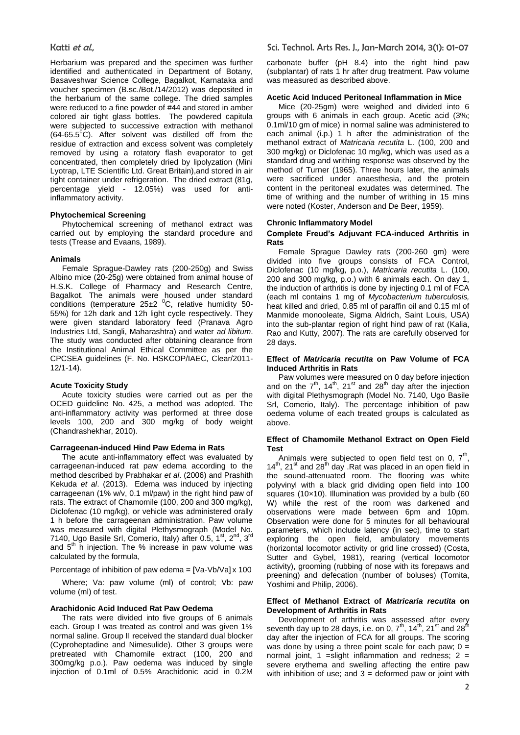Herbarium was prepared and the specimen was further identified and authenticated in Department of Botany, Basaveshwar Science College, Bagalkot, Karnataka and voucher specimen (B.sc./Bot./14/2012) was deposited in the herbarium of the same college. The dried samples were reduced to a fine powder of #44 and stored in amber colored air tight glass bottles. The powdered capitula were subjected to successive extraction with methanol (64-65.5$^0$C). After solvent was distilled off from the residue of extraction and excess solvent was completely removed by using a rotatory flash evaporator to get concentrated, then completely dried by lipolyzation (Mini Lyotrap, LTE Scientific Ltd. Great Britain),and stored in air tight container under refrigeration. The dried extract (81g, percentage yield - 12.05%) was used for anti-inflammatory activity.

#### Phytochemical Screening

Phytochemical screening of methanol extract was carried out by employing the standard procedure and tests (Trease and Evaans, 1989).

#### Animals

Female Sprague-Dawley rats (200-250g) and Swiss Albino mice (20-25g) were obtained from animal house of H.S.K. College of Pharmacy and Research Centre, Bagalkot. The animals were housed under standard conditions (temperature 25±2 $^0$C, relative humidity 50-55%) for 12h dark and 12h light cycle respectively. They were given standard laboratory feed (Pranava Agro Industries Ltd, Sangli, Maharashtra) and water *ad libitum*. The study was conducted after obtaining clearance from the Institutional Animal Ethical Committee as per the CPCSEA guidelines (F. No. HSKCOP/IAEC, Clear/2011-12/1-14).

#### Acute Toxicity Study

Acute toxicity studies were carried out as per the OCED guideline No. 425, a method was adopted. The anti-inflammatory activity was performed at three dose levels 100, 200 and 300 mg/kg of body weight (Chandrashekhar, 2010).

#### Carrageenan-induced Hind Paw Edema in Rats

The acute anti-inflammatory effect was evaluated by carrageenan-induced rat paw edema according to the method described by Prabhakar *et al*. (2006) and Prashith Kekuda *et al*. (2013). Edema was induced by injecting carrageenan (1% w/v, 0.1 ml/paw) in the right hind paw of rats. The extract of Chamomile (100, 200 and 300 mg/kg), Diclofenac (10 mg/kg), or vehicle was administered orally 1 h before the carrageenan administration. Paw volume was measured with digital Plethysmograph (Model No. 7140, Ugo Basile Srl, Comerio, Italy) after 0.5, 1$^{st}$, 2$^{nd}$, 3$^{rd}$ and 5$^{th}$ h injection. The % increase in paw volume was calculated by the formula,

$$\text{Percentage of inhibition of paw edema} = [Va\text{-}Vb/Va] \times 100$$

Where; Va: paw volume (ml) of control; Vb: paw volume (ml) of test.

#### Arachidonic Acid Induced Rat Paw Oedema

The rats were divided into five groups of 6 animals each. Group I was treated as control and was given 1% normal saline. Group II received the standard dual blocker (Cyproheptadine and Nimesulide). Other 3 groups were pretreated with Chamomile extract (100, 200 and 300mg/kg p.o.). Paw oedema was induced by single injection of 0.1ml of 0.5% Arachidonic acid in 0.2M carbonate buffer (pH 8.4) into the right hind paw (subplantar) of rats 1 hr after drug treatment. Paw volume was measured as described above.

#### Acetic Acid Induced Peritoneal Inflammation in Mice

Mice (20-25gm) were weighed and divided into 6 groups with 6 animals in each group. Acetic acid (3%; 0.1ml/10 gm of mice) in normal saline was administered to each animal (i.p.) 1 h after the administration of the methanol extract of *Matricaria recutita* L. (100, 200 and 300 mg/kg) or Diclofenac 10 mg/kg, which was used as a standard drug and writhing response was observed by the method of Turner (1965). Three hours later, the animals were sacrificed under anaesthesia, and the protein content in the peritoneal exudates was determined. The time of writhing and the number of writhing in 15 mins were noted (Koster, Anderson and De Beer, 1959).

#### Chronic Inflammatory Model

#### Complete Freud's Adjuvant FCA-induced Arthritis in Rats

Female Sprague Dawley rats (200-260 gm) were divided into five groups consists of FCA Control, Diclofenac (10 mg/kg, p.o.), *Matricaria recutita* L. (100, 200 and 300 mg/kg, p.o.) with 6 animals each. On day 1, the induction of arthritis is done by injecting 0.1 ml of FCA (each ml contains 1 mg of *Mycobacterium tuberculosis,* heat killed and dried, 0.85 ml of paraffin oil and 0.15 ml of Manmide monooleate, Sigma Aldrich, Saint Louis, USA) into the sub-plantar region of right hind paw of rat (Kalia, Rao and Kutty, 2007). The rats are carefully observed for 28 days.

#### Effect of *Matricaria recutita* on Paw Volume of FCA Induced Arthritis in Rats

Paw volumes were measured on 0 day before injection and on the 7$^{th}$, 14$^{th}$, 21$^{st}$ and 28$^{th}$ day after the injection with digital Plethysmograph (Model No. 7140, Ugo Basile Srl, Comerio, Italy). The percentage inhibition of paw oedema volume of each treated groups is calculated as above.

#### Effect of Chamomile Methanol Extract on Open Field Test

Animals were subjected to open field test on 0, 7$^{th}$, 14$^{th}$, 21$^{st}$ and 28$^{th}$ day .Rat was placed in an open field in the sound-attenuated room. The flooring was white polyvinyl with a black grid dividing open field into 100 squares (10×10). Illumination was provided by a bulb (60 W) while the rest of the room was darkened and observations were made between 6pm and 10pm. Observation were done for 5 minutes for all behavioural parameters, which include latency (in sec), time to start exploring the open field, ambulatory movements (horizontal locomotor activity or grid line crossed) (Costa, Sutter and Gybel, 1981), rearing (vertical locomotor activity), grooming (rubbing of nose with its forepaws and preening) and defecation (number of boluses) (Tomita, Yoshimi and Philip, 2006).

#### Effect of Methanol Extract of *Matricaria recutita* on Development of Arthritis in Rats

Development of arthritis was assessed after every seventh day up to 28 days, i.e. on 0, 7$^{th}$, 14$^{th}$, 21$^{st}$ and 28$^{th}$ day after the injection of FCA for all groups. The scoring was done by using a three point scale for each paw; 0 = normal joint, 1 =slight inflammation and redness; 2 = severe erythema and swelling affecting the entire paw with inhibition of use; and 3 = deformed paw or joint with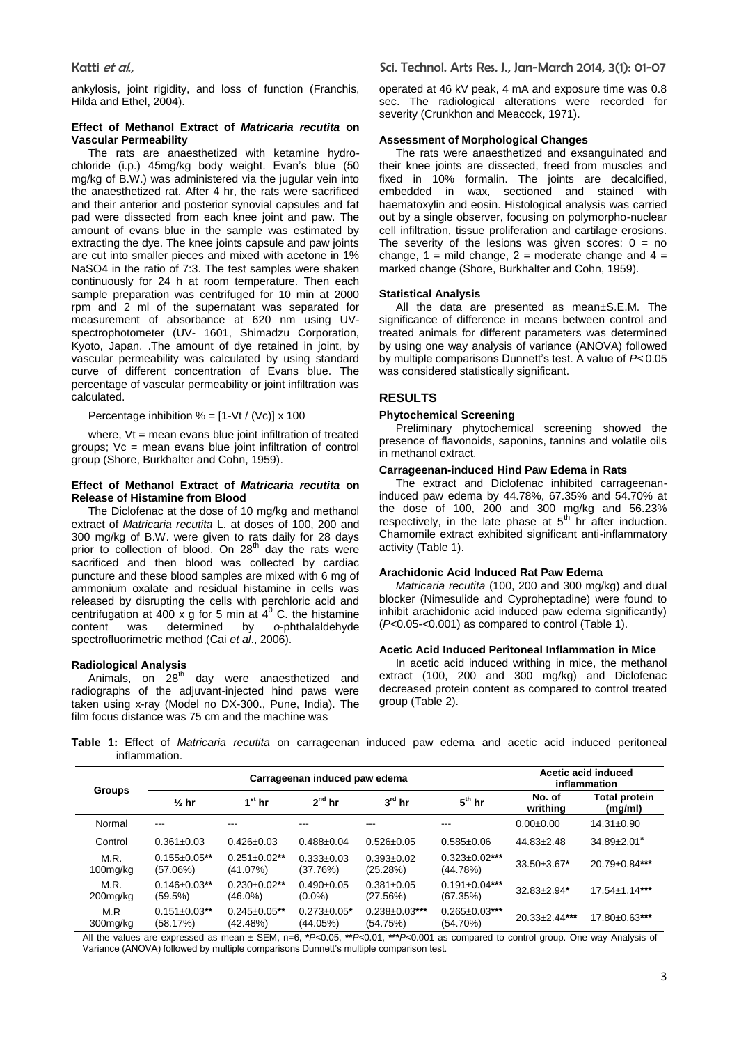ankylosis, joint rigidity, and loss of function (Franchis, Hilda and Ethel, 2004).

#### Effect of Methanol Extract of *Matricaria recutita* on Vascular Permeability

The rats are anaesthetized with ketamine hydrochloride (i.p.) 45mg/kg body weight. Evan's blue (50 mg/kg of B.W.) was administered via the jugular vein into the anaesthetized rat. After 4 hr, the rats were sacrificed and their anterior and posterior synovial capsules and fat pad were dissected from each knee joint and paw. The amount of evans blue in the sample was estimated by extracting the dye. The knee joints capsule and paw joints are cut into smaller pieces and mixed with acetone in 1% $NaSO_4$ in the ratio of 7:3. The test samples were shaken continuously for 24 h at room temperature. Then each sample preparation was centrifuged for 10 min at 2000 rpm and 2 ml of the supernatant was separated for measurement of absorbance at 620 nm using UV-spectrophotometer (UV- 1601, Shimadzu Corporation, Kyoto, Japan. .The amount of dye retained in joint, by vascular permeability was calculated by using standard curve of different concentration of Evans blue. The percentage of vascular permeability or joint infiltration was calculated.

Percentage inhibition % = $[1\text{-}V_t / (V_c)] \times 100$

where, $V_t$ = mean evans blue joint infiltration of treated groups; $V_c$ = mean evans blue joint infiltration of control group (Shore, Burkhalter and Cohn, 1959).

#### Effect of Methanol Extract of *Matricaria recutita* on Release of Histamine from Blood

The Diclofenac at the dose of 10 mg/kg and methanol extract of *Matricaria recutita* L. at doses of 100, 200 and 300 mg/kg of B.W. were given to rats daily for 28 days prior to collection of blood. On 28th day the rats were sacrificed and then blood was collected by cardiac puncture and these blood samples are mixed with 6 mg of ammonium oxalate and residual histamine in cells was released by disrupting the cells with perchloric acid and centrifugation at 400 x g for 5 min at $4^0$ C. the histamine content was determined by *o*-phthalaldehyde spectrofluorimetric method (Cai *et al*., 2006).

#### Radiological Analysis

Animals, on 28th day were anaesthetized and radiographs of the adjuvant-injected hind paws were taken using x-ray (Model no DX-300., Pune, India). The film focus distance was 75 cm and the machine was operated at 46 kV peak, 4 mA and exposure time was 0.8 sec. The radiological alterations were recorded for severity (Crunkhon and Meacock, 1971).

#### Assessment of Morphological Changes

The rats were anaesthetized and exsanguinated and their knee joints are dissected, freed from muscles and fixed in 10% formalin. The joints are decalcified, embedded in wax, sectioned and stained with haematoxylin and eosin. Histological analysis was carried out by a single observer, focusing on polymorpho-nuclear cell infiltration, tissue proliferation and cartilage erosions. The severity of the lesions was given scores: 0 = no change, 1 = mild change, 2 = moderate change and 4 = marked change (Shore, Burkhalter and Cohn, 1959).

#### Statistical Analysis

All the data are presented as mean±S.E.M. The significance of difference in means between control and treated animals for different parameters was determined by using one way analysis of variance (ANOVA) followed by multiple comparisons Dunnett's test. A value of $P < 0.05$ was considered statistically significant.

## RESULTS

#### Phytochemical Screening

Preliminary phytochemical screening showed the presence of flavonoids, saponins, tannins and volatile oils in methanol extract.

#### Carrageenan-induced Hind Paw Edema in Rats

The extract and Diclofenac inhibited carrageenan-induced paw edema by 44.78%, 67.35% and 54.70% at the dose of 100, 200 and 300 mg/kg and 56.23% respectively, in the late phase at 5th hr after induction. Chamomile extract exhibited significant anti-inflammatory activity (Table 1).

#### Arachidonic Acid Induced Rat Paw Edema

*Matricaria recutita* (100, 200 and 300 mg/kg) and dual blocker (Nimesulide and Cyproheptadine) were found to inhibit arachidonic acid induced paw edema significantly) ($P$<0.05-<0.001) as compared to control (Table 1).

#### Acetic Acid Induced Peritoneal Inflammation in Mice

In acetic acid induced writhing in mice, the methanol extract (100, 200 and 300 mg/kg) and Diclofenac decreased protein content as compared to control treated group (Table 2).

**Table 1:** Effect of *Matricaria recutita* on carrageenan induced paw edema and acetic acid induced peritoneal inflammation.

| Groups | Carrageenan induced paw edema | | | | | Acetic acid induced inflammation | |
|---|---|---|---|---|---|---|---|
| | ½ hr | 1st hr | 2nd hr | 3rd hr | 5th hr | No. of writhing | Total protein (mg/ml) |
| Normal | --- | --- | --- | --- | --- | 0.00±0.00 | 14.31±0.90 |
| Control | 0.361±0.03 | 0.426±0.03 | 0.488±0.04 | 0.526±0.05 | 0.585±0.06 | 44.83±2.48 | 34.89±2.01[a] |
| M.R. 100mg/kg | 0.155±0.05** (57.06%) | 0.251±0.02** (41.07%) | 0.333±0.03 (37.76%) | 0.393±0.02 (25.28%) | 0.323±0.02*** (44.78%) | 33.50±3.67* | 20.79±0.84*** |
| M.R. 200mg/kg | 0.146±0.03** (59.5%) | 0.230±0.02** (46.0%) | 0.490±0.05 (0.0%) | 0.381±0.05 (27.56%) | 0.191±0.04*** (67.35%) | 32.83±2.94* | 17.54±1.14*** |
| M.R 300mg/kg | 0.151±0.03** (58.17%) | 0.245±0.05** (42.48%) | 0.273±0.05* (44.05%) | 0.238±0.03*** (54.75%) | 0.265±0.03*** (54.70%) | 20.33±2.44*** | 17.80±0.63*** |

All the values are expressed as mean ± SEM, n=6, *$P$<0.05, **$P$<0.01, ***$P$<0.001 as compared to control group. One way Analysis of Variance (ANOVA) followed by multiple comparisons Dunnett's multiple comparison test.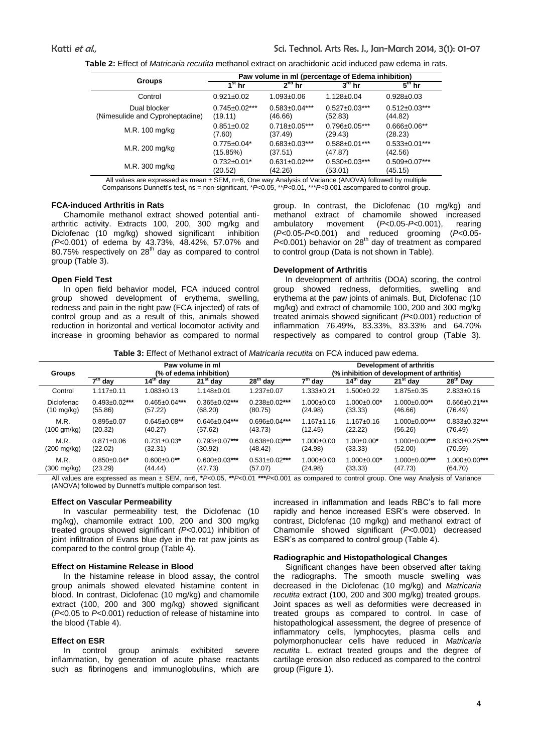**Table 2:** Effect of *Matricaria recutita* methanol extract on arachidonic acid induced paw edema in rats.

| Groups | Paw volume in ml (percentage of Edema inhibition) | | | |
|---|---|---|---|---|
| | 1st hr | 2nd hr | 3rd hr | 5th hr |
| Control | 0.921±0.02 | 1.093±0.06 | 1.128±0.04 | 0.928±0.03 |
| Dual blocker (Nimesulide and Cyproheptadine) | 0.745±0.02*** (19.11) | 0.583±0.04*** (46.66) | 0.527±0.03*** (52.83) | 0.512±0.03*** (44.82) |
| M.R. 100 mg/kg | 0.851±0.02 (7.60) | 0.718±0.05*** (37.49) | 0.796±0.05*** (29.43) | 0.666±0.06** (28.23) |
| M.R. 200 mg/kg | 0.775±0.04* (15.85%) | 0.683±0.03*** (37.51) | 0.588±0.01*** (47.87) | 0.533±0.01*** (42.56) |
| M.R. 300 mg/kg | 0.732±0.01* (20.52) | 0.631±0.02*** (42.26) | 0.530±0.03*** (53.01) | 0.509±0.07*** (45.15) |

All values are expressed as mean ± SEM, n=6, One way Analysis of Variance (ANOVA) followed by multiple Comparisons Dunnett's test, ns = non-significant, *$P$<0.05, **$P$<0.01, ***$P$<0.001 ascompared to control group.

### FCA-induced Arthritis in Rats

Chamomile methanol extract showed potential anti-arthritic activity. Extracts 100, 200, 300 mg/kg and Diclofenac (10 mg/kg) showed significant inhibition *(P*<0.001) of edema by 43.73%, 48.42%, 57.07% and 80.75% respectively on 28th day as compared to control group (Table 3).

### Open Field Test

In open field behavior model, FCA induced control group showed development of erythema, swelling, redness and pain in the right paw (FCA injected) of rats of control group and as a result of this, animals showed reduction in horizontal and vertical locomotor activity and increase in grooming behavior as compared to normal group. In contrast, the Diclofenac (10 mg/kg) and methanol extract of chamomile showed increased ambulatory movement (*P*<0.05-*P*<0.001), rearing (*P*<0.05-*P*<0.001) and reduced grooming (*P*<0.05-*P*<0.001) behavior on 28th day of treatment as compared to control group (Data is not shown in Table).

### Development of Arthritis

In development of arthritis (DOA) scoring, the control group showed redness, deformities, swelling and erythema at the paw joints of animals. But, Diclofenac (10 mg/kg) and extract of chamomile 100, 200 and 300 mg/kg treated animals showed significant *(P*<0.001) reduction of inflammation 76.49%, 83.33%, 83.33% and 64.70% respectively as compared to control group (Table 3).

**Table 3:** Effect of Methanol extract of *Matricaria recutita* on FCA induced paw edema.

| Groups | Paw volume in ml (% of edema inhibition) | | | | Development of arthritis (% inhibition of development of arthritis) | | | |
|---|---|---|---|---|---|---|---|---|
| | 7th day | 14th day | 21st day | 28th day | 7th day | 14th day | 21st day | 28th Day |
| Control | 1.117±0.11 | 1.083±0.13 | 1.148±0.01 | 1.237±0.07 | 1.333±0.21 | 1.500±0.22 | 1.875±0.35 | 2.833±0.16 |
| Diclofenac (10 mg/kg) | 0.493±0.02*** (55.86) | 0.465±0.04*** (57.22) | 0.365±0.02*** (68.20) | 0.238±0.02*** (80.75) | 1.000±0.00 (24.98) | 1.000±0.00* (33.33) | 1.000±0.00** (46.66) | 0.666±0.21*** (76.49) |
| M.R. (100 gm/kg) | 0.895±0.07 (20.32) | 0.645±0.08** (40.27) | 0.646±0.04*** (57.62) | 0.696±0.04*** (43.73) | 1.167±1.16 (12.45) | 1.167±0.16 (22.22) | 1.000±0.00*** (56.26) | 0.833±0.32*** (76.49) |
| M.R. (200 mg/kg) | 0.871±0.06 (22.02) | 0.731±0.03* (32.31) | 0.793±0.07*** (30.92) | 0.638±0.03*** (48.42) | 1.000±0.00 (24.98) | 1.00±0.00* (33.33) | 1.000±0.00*** (52.00) | 0.833±0.25*** (70.59) |
| M.R. (300 mg/kg) | 0.850±0.04* (23.29) | 0.600±0.0** (44.44) | 0.600±0.03*** (47.73) | 0.531±0.02*** (57.07) | 1.000±0.00 (24.98) | 1.000±0.00* (33.33) | 1.000±0.00*** (47.73) | 1.000±0.00*** (64.70) |

All values are expressed as mean ± SEM, n=6, *$P$<0.05, **$P$<0.01 ***$P$<0.001 as compared to control group. One way Analysis of Variance (ANOVA) followed by Dunnett's multiple comparison test.

### Effect on Vascular Permeability

In vascular permeability test, the Diclofenac (10 mg/kg), chamomile extract 100, 200 and 300 mg/kg treated groups showed significant *(P*<0.001) inhibition of joint infiltration of Evans blue dye in the rat paw joints as compared to the control group (Table 4).

### Effect on Histamine Release in Blood

In the histamine release in blood assay, the control group animals showed elevated histamine content in blood. In contrast, Diclofenac (10 mg/kg) and chamomile extract (100, 200 and 300 mg/kg) showed significant (*P*<0.05 to *P*<0.001) reduction of release of histamine into the blood (Table 4).

### Effect on ESR

In control group animals exhibited severe inflammation, by generation of acute phase reactants such as fibrinogens and immunoglobulins, which are increased in inflammation and leads RBC's to fall more rapidly and hence increased ESR's were observed. In contrast, Diclofenac (10 mg/kg) and methanol extract of Chamomile showed significant (*P*<0.001) decreased ESR's as compared to control group (Table 4).

### Radiographic and Histopathological Changes

Significant changes have been observed after taking the radiographs. The smooth muscle swelling was decreased in the Diclofenac (10 mg/kg) and *Matricaria recutita* extract (100, 200 and 300 mg/kg) treated groups. Joint spaces as well as deformities were decreased in treated groups as compared to control. In case of histopathological assessment, the degree of presence of inflammatory cells, lymphocytes, plasma cells and polymorphonuclear cells have reduced in *Matricaria recutita* L. extract treated groups and the degree of cartilage erosion also reduced as compared to the control group (Figure 1).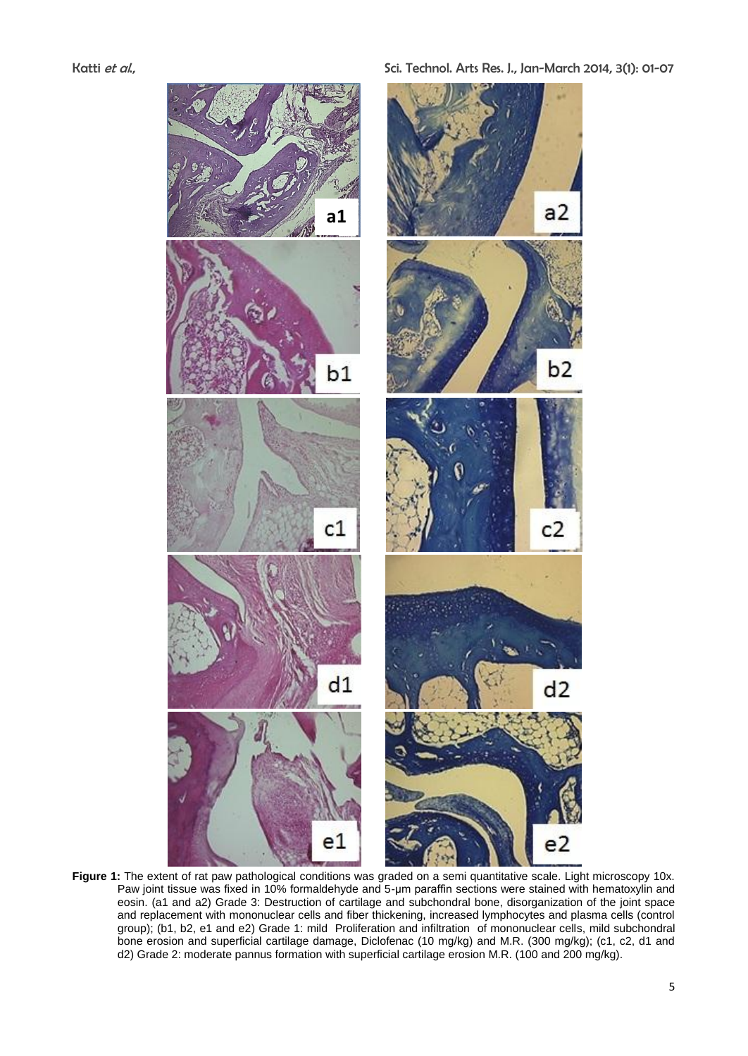**Figure 1:** The extent of rat paw pathological conditions was graded on a semi quantitative scale. Light microscopy 10x. Paw joint tissue was fixed in 10% formaldehyde and 5-μm paraffin sections were stained with hematoxylin and eosin. (a1 and a2) Grade 3: Destruction of cartilage and subchondral bone, disorganization of the joint space and replacement with mononuclear cells and fiber thickening, increased lymphocytes and plasma cells (control group); (b1, b2, e1 and e2) Grade 1: mild Proliferation and infiltration of mononuclear cells, mild subchondral bone erosion and superficial cartilage damage, Diclofenac (10 mg/kg) and M.R. (300 mg/kg); (c1, c2, d1 and d2) Grade 2: moderate pannus formation with superficial cartilage erosion M.R. (100 and 200 mg/kg).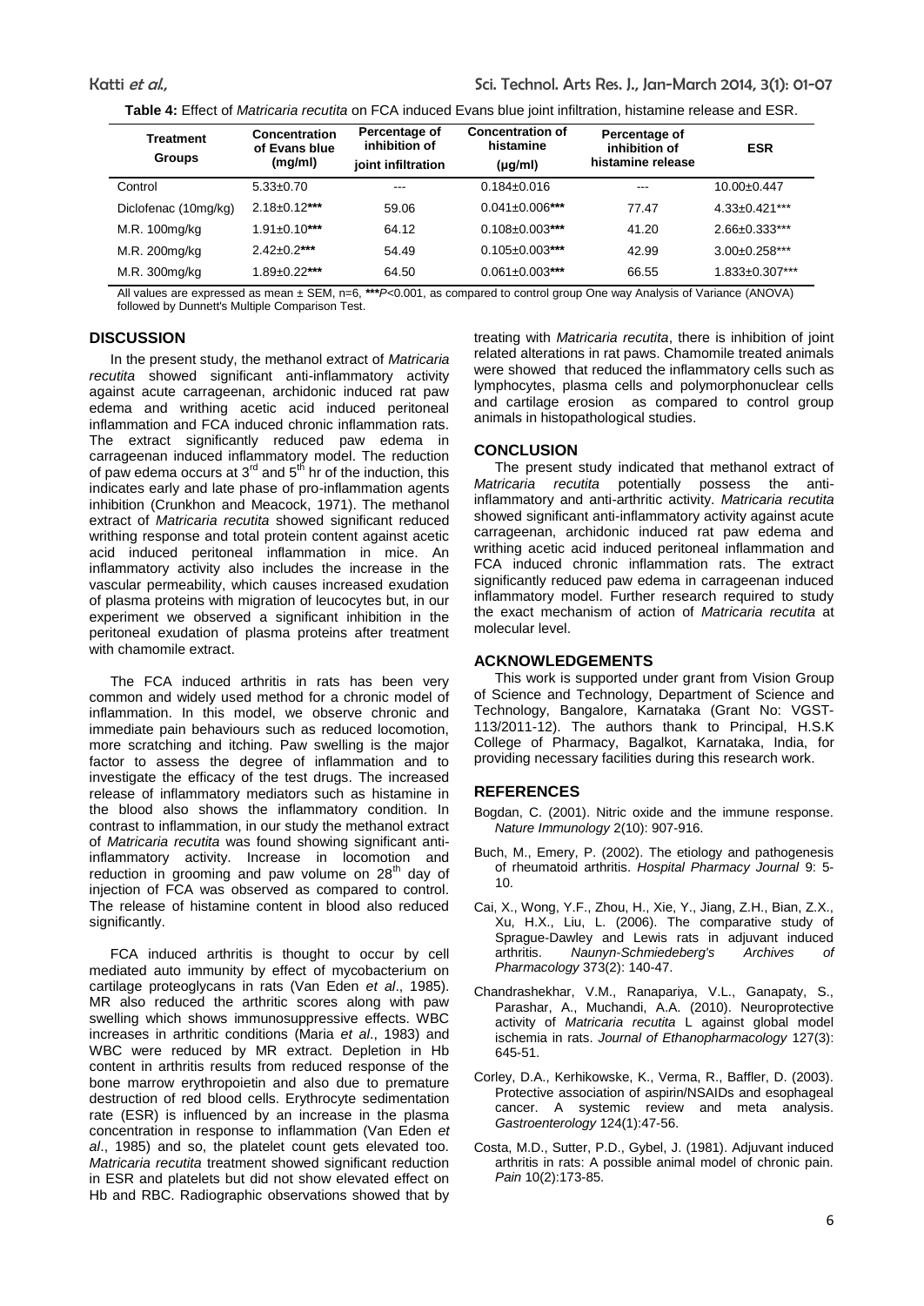**Table 4:** Effect of *Matricaria recutita* on FCA induced Evans blue joint infiltration, histamine release and ESR.

| Treatment Groups | Concentration of Evans blue (mg/ml) | Percentage of inhibition of joint infiltration | Concentration of histamine (µg/ml) | Percentage of inhibition of histamine release | ESR |
|---|---|---|---|---|---|
| Control | 5.33±0.70 | --- | 0.184±0.016 | --- | 10.00±0.447 |
| Diclofenac (10mg/kg) | 2.18±0.12*** | 59.06 | 0.041±0.006*** | 77.47 | 4.33±0.421*** |
| M.R. 100mg/kg | 1.91±0.10*** | 64.12 | 0.108±0.003*** | 41.20 | 2.66±0.333*** |
| M.R. 200mg/kg | 2.42±0.2*** | 54.49 | 0.105±0.003*** | 42.99 | 3.00±0.258*** |
| M.R. 300mg/kg | 1.89±0.22*** | 64.50 | 0.061±0.003*** | 66.55 | 1.833±0.307*** |

All values are expressed as mean ± SEM, n=6, ***$P<0.001$, as compared to control group One way Analysis of Variance (ANOVA) followed by Dunnett's Multiple Comparison Test.

## DISCUSSION

In the present study, the methanol extract of *Matricaria recutita* showed significant anti-inflammatory activity against acute carrageenan, archidonic induced rat paw edema and writhing acetic acid induced peritoneal inflammation and FCA induced chronic inflammation rats. The extract significantly reduced paw edema in carrageenan induced inflammatory model. The reduction of paw edema occurs at 3rd and 5th hr of the induction, this indicates early and late phase of pro-inflammation agents inhibition (Crunkhon and Meacock, 1971). The methanol extract of *Matricaria recutita* showed significant reduced writhing response and total protein content against acetic acid induced peritoneal inflammation in mice. An inflammatory activity also includes the increase in the vascular permeability, which causes increased exudation of plasma proteins with migration of leucocytes but, in our experiment we observed a significant inhibition in the peritoneal exudation of plasma proteins after treatment with chamomile extract.

The FCA induced arthritis in rats has been very common and widely used method for a chronic model of inflammation. In this model, we observe chronic and immediate pain behaviours such as reduced locomotion, more scratching and itching. Paw swelling is the major factor to assess the degree of inflammation and to investigate the efficacy of the test drugs. The increased release of inflammatory mediators such as histamine in the blood also shows the inflammatory condition. In contrast to inflammation, in our study the methanol extract of *Matricaria recutita* was found showing significant anti-inflammatory activity. Increase in locomotion and reduction in grooming and paw volume on 28th day of injection of FCA was observed as compared to control. The release of histamine content in blood also reduced significantly.

FCA induced arthritis is thought to occur by cell mediated auto immunity by effect of mycobacterium on cartilage proteoglycans in rats (Van Eden *et al*., 1985). MR also reduced the arthritic scores along with paw swelling which shows immunosuppressive effects. WBC increases in arthritic conditions (Maria *et al*., 1983) and WBC were reduced by MR extract. Depletion in Hb content in arthritis results from reduced response of the bone marrow erythropoietin and also due to premature destruction of red blood cells. Erythrocyte sedimentation rate (ESR) is influenced by an increase in the plasma concentration in response to inflammation (Van Eden *et al*., 1985) and so, the platelet count gets elevated too. *Matricaria recutita* treatment showed significant reduction in ESR and platelets but did not show elevated effect on Hb and RBC. Radiographic observations showed that by treating with *Matricaria recutita*, there is inhibition of joint related alterations in rat paws. Chamomile treated animals were showed that reduced the inflammatory cells such as lymphocytes, plasma cells and polymorphonuclear cells and cartilage erosion as compared to control group animals in histopathological studies.

## CONCLUSION

The present study indicated that methanol extract of *Matricaria recutita* potentially possess the anti-inflammatory and anti-arthritic activity. *Matricaria recutita* showed significant anti-inflammatory activity against acute carrageenan, archidonic induced rat paw edema and writhing acetic acid induced peritoneal inflammation and FCA induced chronic inflammation rats. The extract significantly reduced paw edema in carrageenan induced inflammatory model. Further research required to study the exact mechanism of action of *Matricaria recutita* at molecular level.

## ACKNOWLEDGEMENTS

This work is supported under grant from Vision Group of Science and Technology, Department of Science and Technology, Bangalore, Karnataka (Grant No: VGST-113/2011-12). The authors thank to Principal, H.S.K College of Pharmacy, Bagalkot, Karnataka, India, for providing necessary facilities during this research work.

## REFERENCES

Bogdan, C. (2001). Nitric oxide and the immune response. *Nature Immunology* 2(10): 907-916.

Buch, M., Emery, P. (2002). The etiology and pathogenesis of rheumatoid arthritis. *Hospital Pharmacy Journal* 9: 5-10.

Cai, X., Wong, Y.F., Zhou, H., Xie, Y., Jiang, Z.H., Bian, Z.X., Xu, H.X., Liu, L. (2006). The comparative study of Sprague-Dawley and Lewis rats in adjuvant induced arthritis. *Naunyn-Schmiedeberg's Archives of Pharmacology* 373(2): 140-47.

Chandrashekhar, V.M., Ranapariya, V.L., Ganapaty, S., Parashar, A., Muchandi, A.A. (2010). Neuroprotective activity of *Matricaria recutita* L against global model ischemia in rats. *Journal of Ethanopharmacology* 127(3): 645-51.

Corley, D.A., Kerhikowske, K., Verma, R., Baffler, D. (2003). Protective association of aspirin/NSAIDs and esophageal cancer. A systemic review and meta analysis. *Gastroenterology* 124(1):47-56.

Costa, M.D., Sutter, P.D., Gybel, J. (1981). Adjuvant induced arthritis in rats: A possible animal model of chronic pain. *Pain* 10(2):173-85.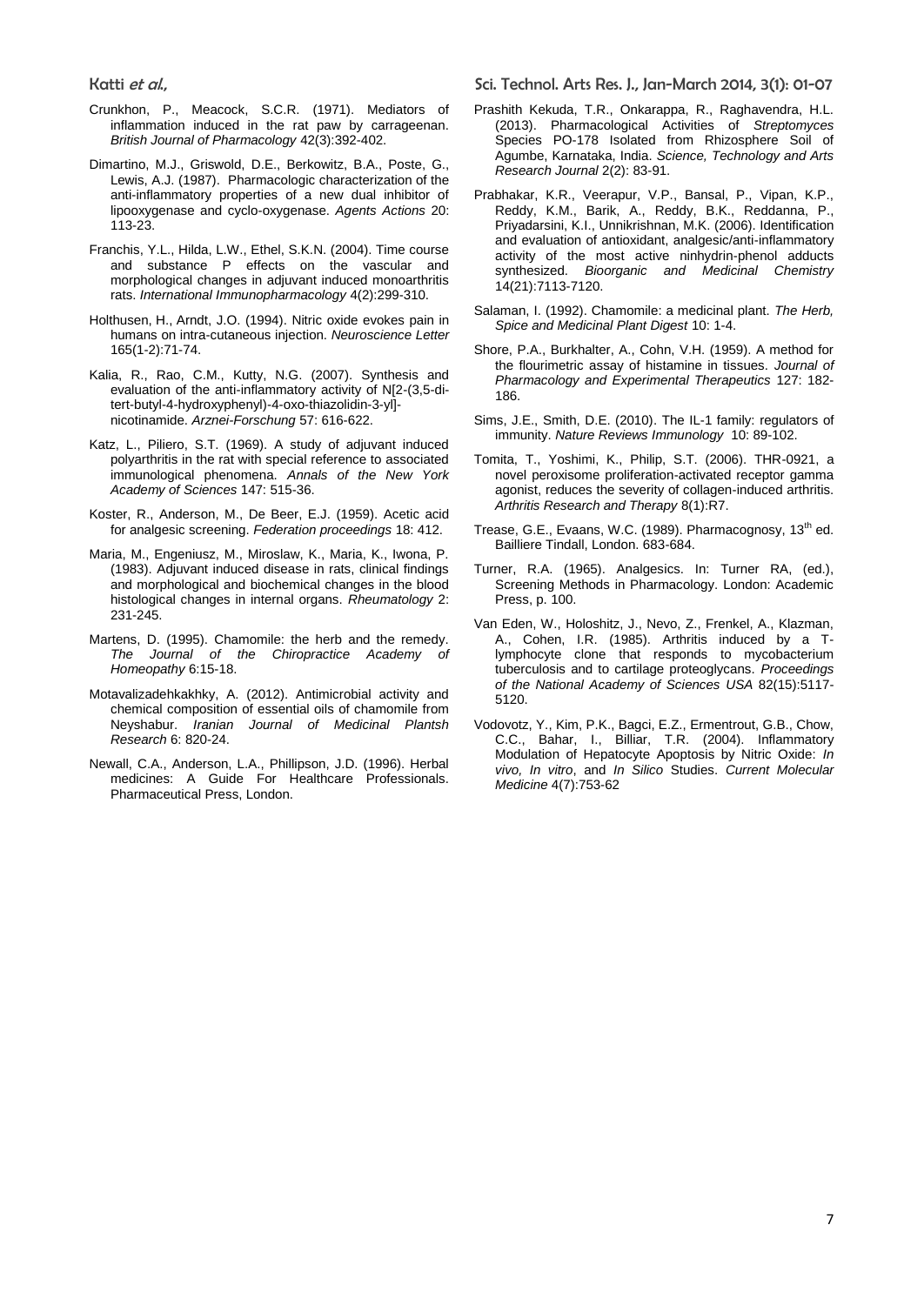Crunkhon, P., Meacock, S.C.R. (1971). Mediators of inflammation induced in the rat paw by carrageenan. *British Journal of Pharmacology* 42(3):392-402.

Dimartino, M.J., Griswold, D.E., Berkowitz, B.A., Poste, G., Lewis, A.J. (1987). Pharmacologic characterization of the anti-inflammatory properties of a new dual inhibitor of lipooxygenase and cyclo-oxygenase. *Agents Actions* 20: 113-23.

Franchis, Y.L., Hilda, L.W., Ethel, S.K.N. (2004). Time course and substance P effects on the vascular and morphological changes in adjuvant induced monoarthritis rats. *International Immunopharmacology* 4(2):299-310.

Holthusen, H., Arndt, J.O. (1994). Nitric oxide evokes pain in humans on intra-cutaneous injection. *Neuroscience Letter* 165(1-2):71-74.

Kalia, R., Rao, C.M., Kutty, N.G. (2007). Synthesis and evaluation of the anti-inflammatory activity of N[2-(3,5-di-tert-butyl-4-hydroxyphenyl)-4-oxo-thiazolidin-3-yl]-nicotinamide. *Arznei-Forschung* 57: 616-622.

Katz, L., Piliero, S.T. (1969). A study of adjuvant induced polyarthritis in the rat with special reference to associated immunological phenomena. *Annals of the New York Academy of Sciences* 147: 515-36.

Koster, R., Anderson, M., De Beer, E.J. (1959). Acetic acid for analgesic screening. *Federation proceedings* 18: 412.

Maria, M., Engeniusz, M., Miroslaw, K., Maria, K., Iwona, P. (1983). Adjuvant induced disease in rats, clinical findings and morphological and biochemical changes in the blood histological changes in internal organs. *Rheumatology* 2: 231-245.

Martens, D. (1995). Chamomile: the herb and the remedy. *The Journal of the Chiropractice Academy of Homeopathy* 6:15-18.

Motavalizadehkakhky, A. (2012). Antimicrobial activity and chemical composition of essential oils of chamomile from Neyshabur. *Iranian Journal of Medicinal Plantsh Research* 6: 820-24.

Newall, C.A., Anderson, L.A., Phillipson, J.D. (1996). Herbal medicines: A Guide For Healthcare Professionals. Pharmaceutical Press, London.

Prashith Kekuda, T.R., Onkarappa, R., Raghavendra, H.L. (2013). Pharmacological Activities of *Streptomyces* Species PO-178 Isolated from Rhizosphere Soil of Agumbe, Karnataka, India. *Science, Technology and Arts Research Journal* 2(2): 83-91.

Prabhakar, K.R., Veerapur, V.P., Bansal, P., Vipan, K.P., Reddy, K.M., Barik, A., Reddy, B.K., Reddanna, P., Priyadarsini, K.I., Unnikrishnan, M.K. (2006). Identification and evaluation of antioxidant, analgesic/anti-inflammatory activity of the most active ninhydrin-phenol adducts synthesized. *Bioorganic and Medicinal Chemistry* 14(21):7113-7120.

Salaman, I. (1992). Chamomile: a medicinal plant. *The Herb, Spice and Medicinal Plant Digest* 10: 1-4.

Shore, P.A., Burkhalter, A., Cohn, V.H. (1959). A method for the flourimetric assay of histamine in tissues. *Journal of Pharmacology and Experimental Therapeutics* 127: 182-186.

Sims, J.E., Smith, D.E. (2010). The IL-1 family: regulators of immunity. *Nature Reviews Immunology* 10: 89-102.

Tomita, T., Yoshimi, K., Philip, S.T. (2006). THR-0921, a novel peroxisome proliferation-activated receptor gamma agonist, reduces the severity of collagen-induced arthritis. *Arthritis Research and Therapy* 8(1):R7.

Trease, G.E., Evaans, W.C. (1989). Pharmacognosy, 13th ed. Bailliere Tindall, London. 683-684.

Turner, R.A. (1965). Analgesics. In: Turner RA, (ed.), Screening Methods in Pharmacology. London: Academic Press, p. 100.

Van Eden, W., Holoshitz, J., Nevo, Z., Frenkel, A., Klazman, A., Cohen, I.R. (1985). Arthritis induced by a T-lymphocyte clone that responds to mycobacterium tuberculosis and to cartilage proteoglycans. *Proceedings of the National Academy of Sciences USA* 82(15):5117-5120.

Vodovotz, Y., Kim, P.K., Bagci, E.Z., Ermentrout, G.B., Chow, C.C., Bahar, I., Billiar, T.R. (2004). Inflammatory Modulation of Hepatocyte Apoptosis by Nitric Oxide: *In vivo, In vitro*, and *In Silico* Studies. *Current Molecular Medicine* 4(7):753-62